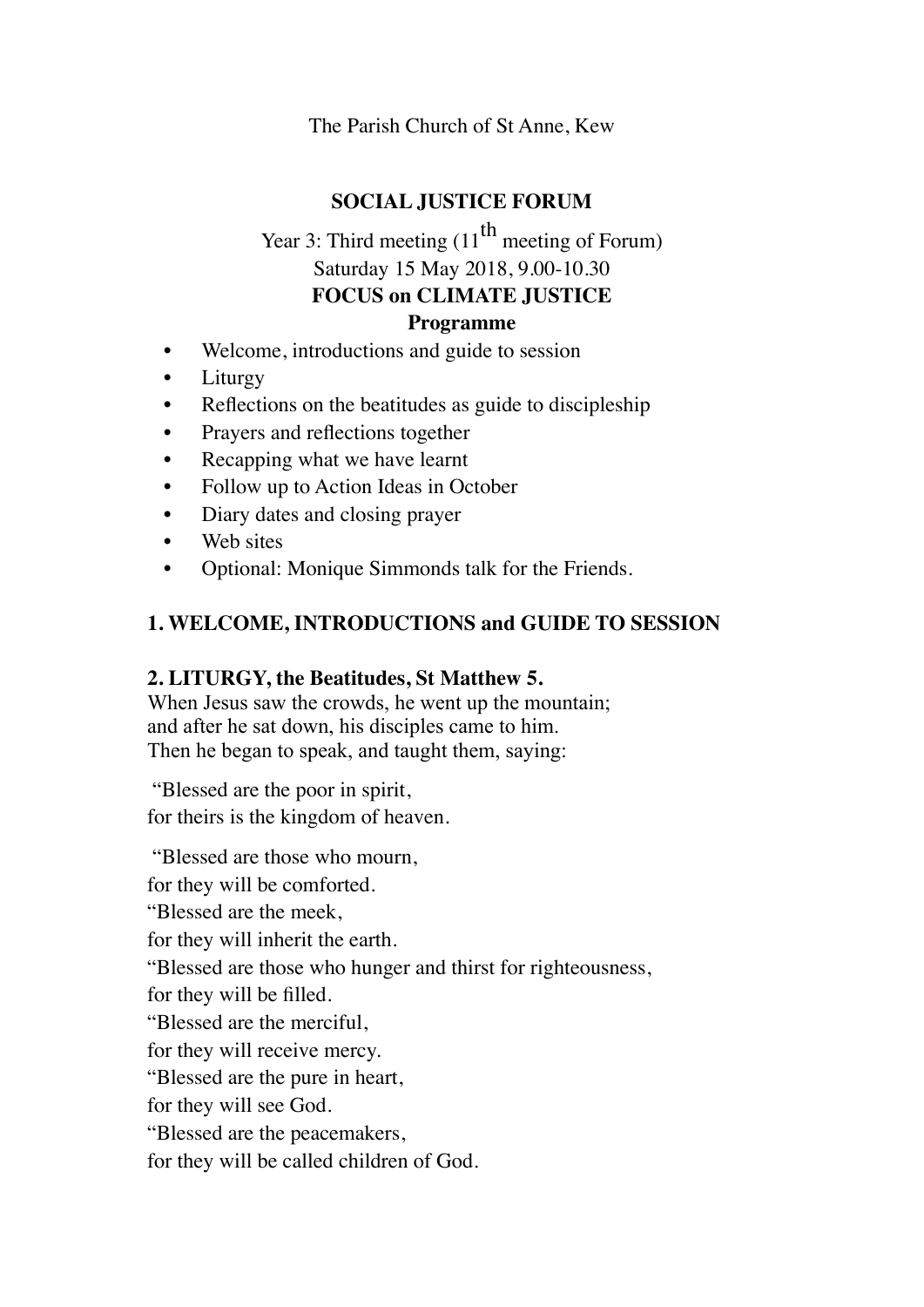The Parish Church of St Anne, Kew

**SOCIAL JUSTICE FORUM**

Year 3: Third meeting (11th meeting of Forum)
Saturday 15 May 2018, 9.00-10.30

**FOCUS on CLIMATE JUSTICE**

**Programme**

- Welcome, introductions and guide to session
- Liturgy
- Reflections on the beatitudes as guide to discipleship
- Prayers and reflections together
- Recapping what we have learnt
- Follow up to Action Ideas in October
- Diary dates and closing prayer
- Web sites
- Optional: Monique Simmonds talk for the Friends.

**1. WELCOME, INTRODUCTIONS and GUIDE TO SESSION**

**2. LITURGY, the Beatitudes, St Matthew 5.**

When Jesus saw the crowds, he went up the mountain;
and after he sat down, his disciples came to him.
Then he began to speak, and taught them, saying:

"Blessed are the poor in spirit,
for theirs is the kingdom of heaven.

"Blessed are those who mourn,
for they will be comforted.
"Blessed are the meek,
for they will inherit the earth.
"Blessed are those who hunger and thirst for righteousness,
for they will be filled.
"Blessed are the merciful,
for they will receive mercy.
"Blessed are the pure in heart,
for they will see God.
"Blessed are the peacemakers,
for they will be called children of God.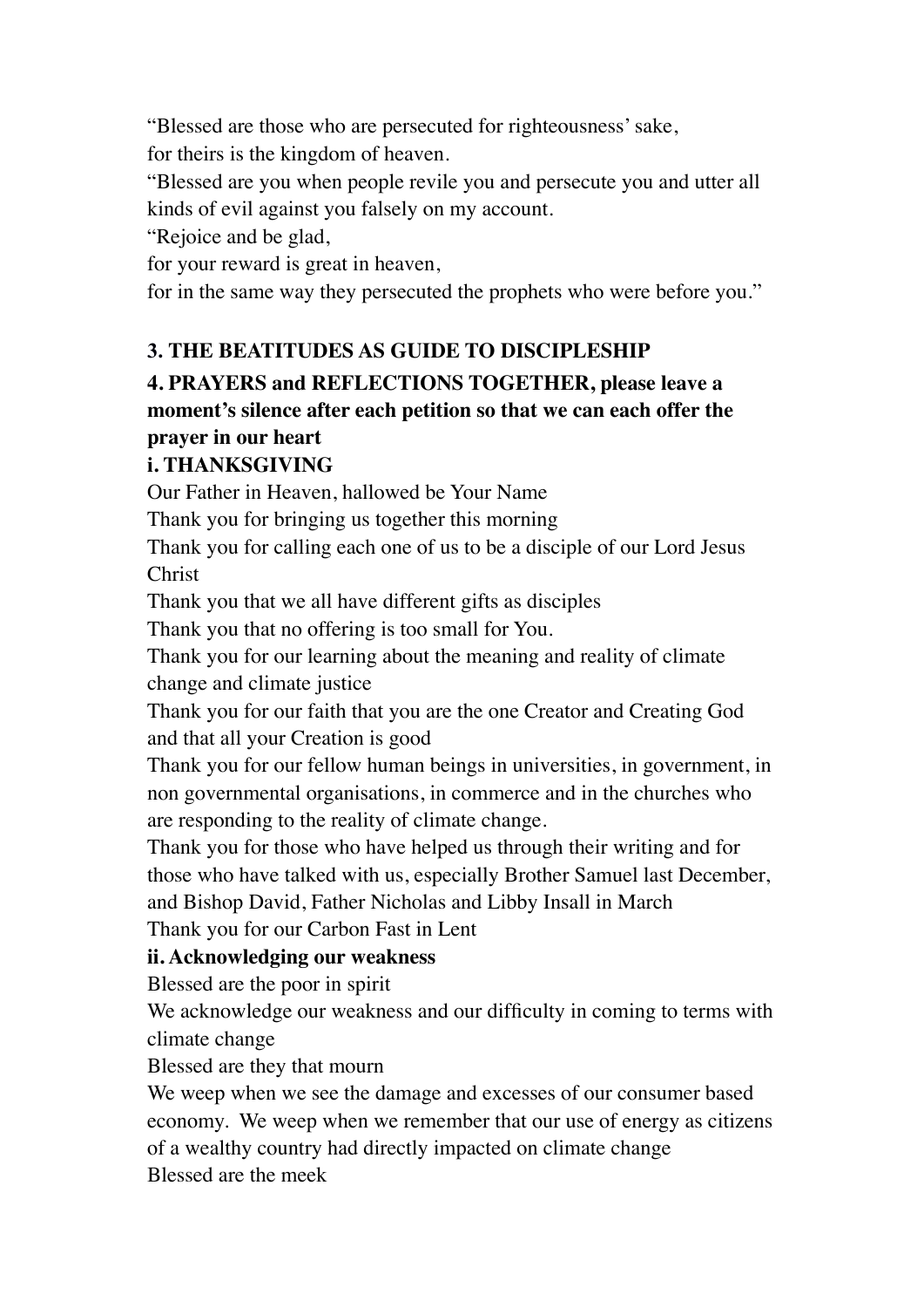"Blessed are those who are persecuted for righteousness' sake,
for theirs is the kingdom of heaven.
"Blessed are you when people revile you and persecute you and utter all kinds of evil against you falsely on my account.
"Rejoice and be glad,
for your reward is great in heaven,
for in the same way they persecuted the prophets who were before you."

**3. THE BEATITUDES AS GUIDE TO DISCIPLESHIP**

**4. PRAYERS and REFLECTIONS TOGETHER, please leave a moment's silence after each petition so that we can each offer the prayer in our heart**

**i. THANKSGIVING**

Our Father in Heaven, hallowed be Your Name
Thank you for bringing us together this morning
Thank you for calling each one of us to be a disciple of our Lord Jesus Christ
Thank you that we all have different gifts as disciples
Thank you that no offering is too small for You.
Thank you for our learning about the meaning and reality of climate change and climate justice
Thank you for our faith that you are the one Creator and Creating God and that all your Creation is good
Thank you for our fellow human beings in universities, in government, in non governmental organisations, in commerce and in the churches who are responding to the reality of climate change.
Thank you for those who have helped us through their writing and for those who have talked with us, especially Brother Samuel last December, and Bishop David, Father Nicholas and Libby Insall in March
Thank you for our Carbon Fast in Lent

**ii. Acknowledging our weakness**

Blessed are the poor in spirit
We acknowledge our weakness and our difficulty in coming to terms with climate change
Blessed are they that mourn
We weep when we see the damage and excesses of our consumer based economy. We weep when we remember that our use of energy as citizens of a wealthy country had directly impacted on climate change
Blessed are the meek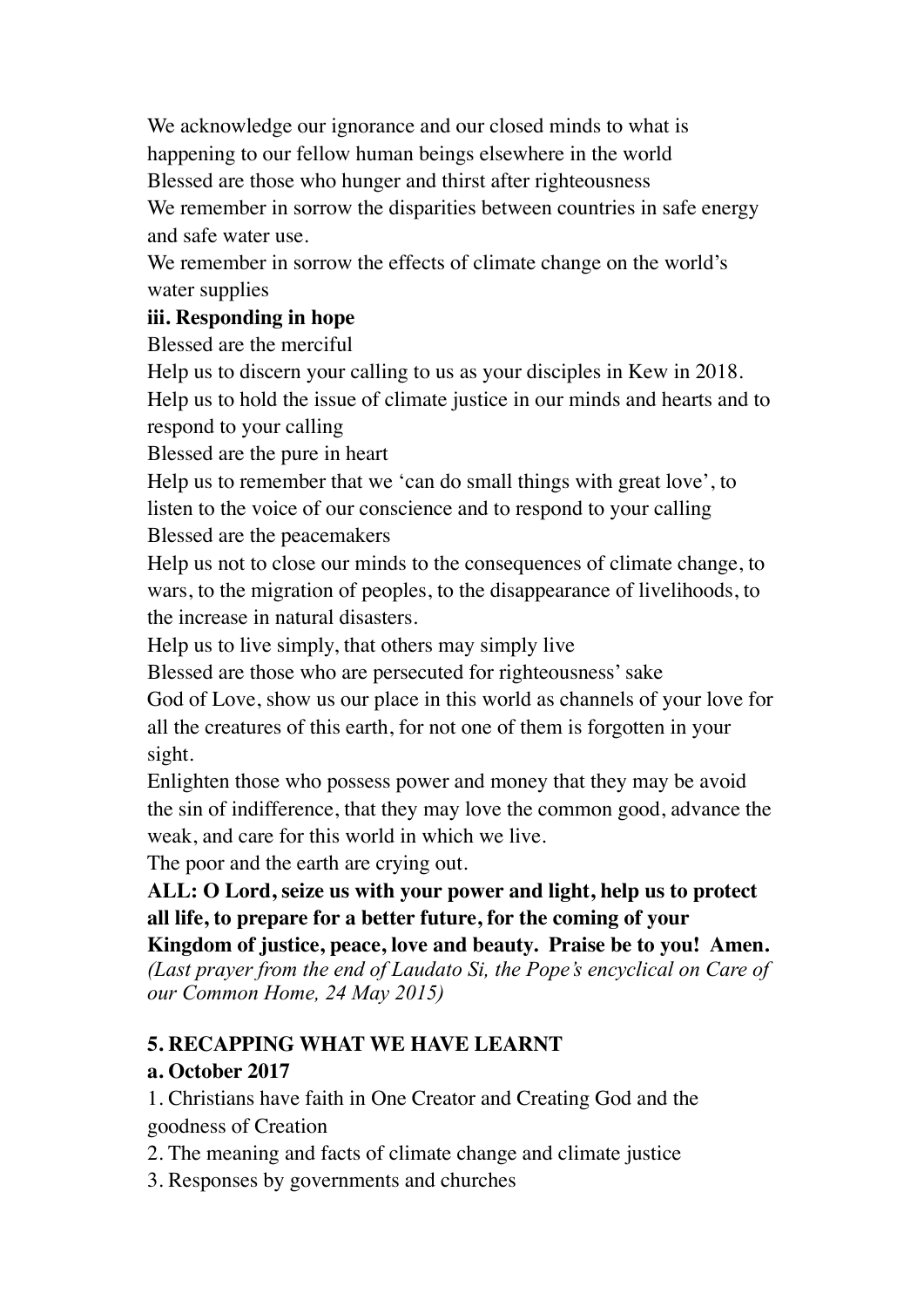We acknowledge our ignorance and our closed minds to what is happening to our fellow human beings elsewhere in the world

Blessed are those who hunger and thirst after righteousness

We remember in sorrow the disparities between countries in safe energy and safe water use.

We remember in sorrow the effects of climate change on the world's water supplies

**iii. Responding in hope**

Blessed are the merciful

Help us to discern your calling to us as your disciples in Kew in 2018.

Help us to hold the issue of climate justice in our minds and hearts and to respond to your calling

Blessed are the pure in heart

Help us to remember that we 'can do small things with great love', to listen to the voice of our conscience and to respond to your calling

Blessed are the peacemakers

Help us not to close our minds to the consequences of climate change, to wars, to the migration of peoples, to the disappearance of livelihoods, to the increase in natural disasters.

Help us to live simply, that others may simply live

Blessed are those who are persecuted for righteousness' sake

God of Love, show us our place in this world as channels of your love for all the creatures of this earth, for not one of them is forgotten in your sight.

Enlighten those who possess power and money that they may be avoid the sin of indifference, that they may love the common good, advance the weak, and care for this world in which we live.

The poor and the earth are crying out.

**ALL: O Lord, seize us with your power and light, help us to protect all life, to prepare for a better future, for the coming of your Kingdom of justice, peace, love and beauty. Praise be to you! Amen.**

*(Last prayer from the end of Laudato Si, the Pope's encyclical on Care of our Common Home, 24 May 2015)*

## 5. RECAPPING WHAT WE HAVE LEARNT

### a. October 2017

1. Christians have faith in One Creator and Creating God and the goodness of Creation
2. The meaning and facts of climate change and climate justice
3. Responses by governments and churches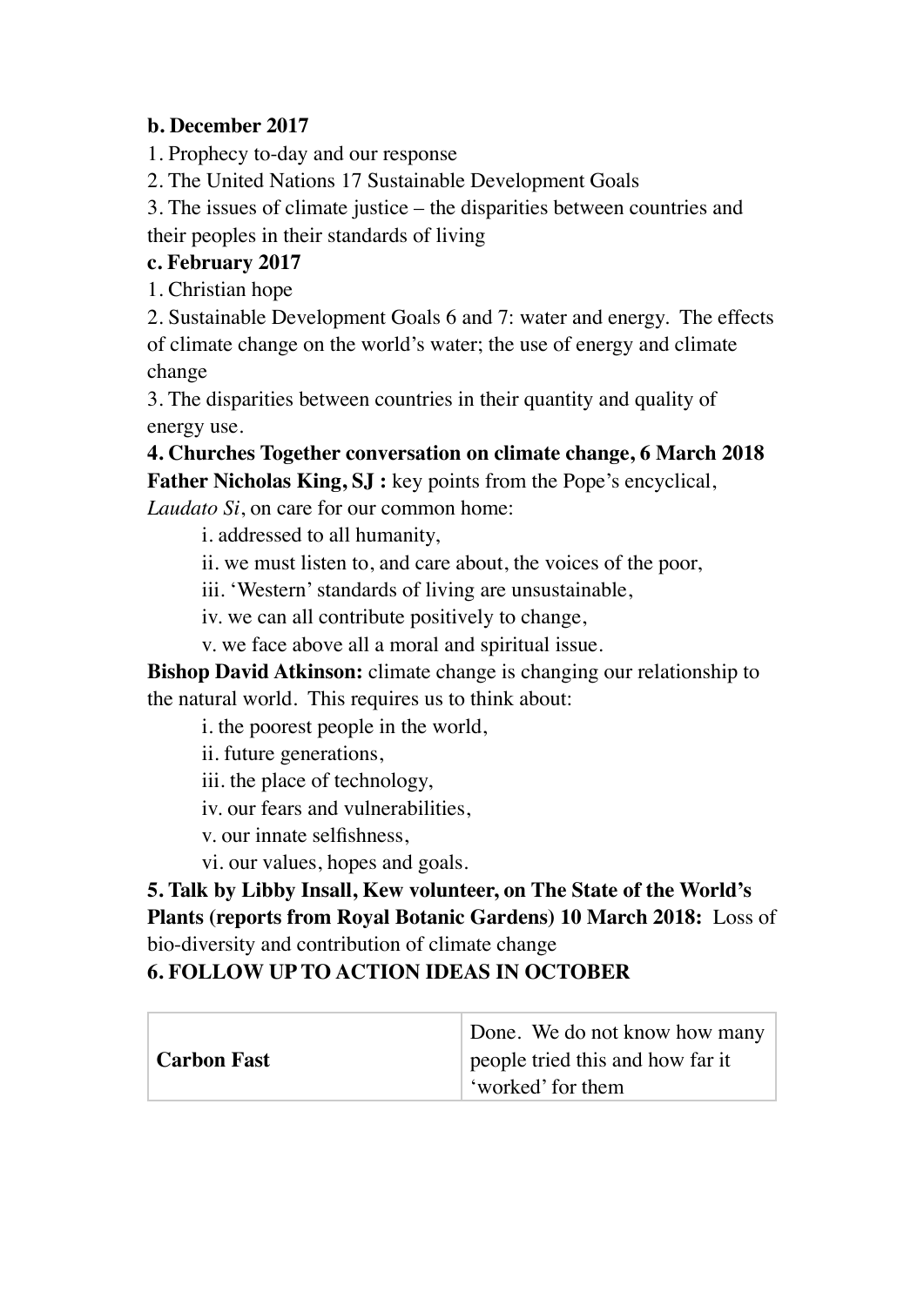**b. December 2017**

1. Prophecy to-day and our response
2. The United Nations 17 Sustainable Development Goals
3. The issues of climate justice – the disparities between countries and their peoples in their standards of living

**c. February 2017**

1. Christian hope
2. Sustainable Development Goals 6 and 7: water and energy. The effects of climate change on the world's water; the use of energy and climate change
3. The disparities between countries in their quantity and quality of energy use.

**4. Churches Together conversation on climate change, 6 March 2018**

**Father Nicholas King, SJ :** key points from the Pope's encyclical, *Laudato Si*, on care for our common home:

i. addressed to all humanity,
ii. we must listen to, and care about, the voices of the poor,
iii. 'Western' standards of living are unsustainable,
iv. we can all contribute positively to change,
v. we face above all a moral and spiritual issue.

**Bishop David Atkinson:** climate change is changing our relationship to the natural world. This requires us to think about:

i. the poorest people in the world,
ii. future generations,
iii. the place of technology,
iv. our fears and vulnerabilities,
v. our innate selfishness,
vi. our values, hopes and goals.

**5. Talk by Libby Insall, Kew volunteer, on The State of the World's Plants (reports from Royal Botanic Gardens) 10 March 2018:** Loss of bio-diversity and contribution of climate change

**6. FOLLOW UP TO ACTION IDEAS IN OCTOBER**

| | |
|---|---|
| **Carbon Fast** | Done. We do not know how many people tried this and how far it 'worked' for them |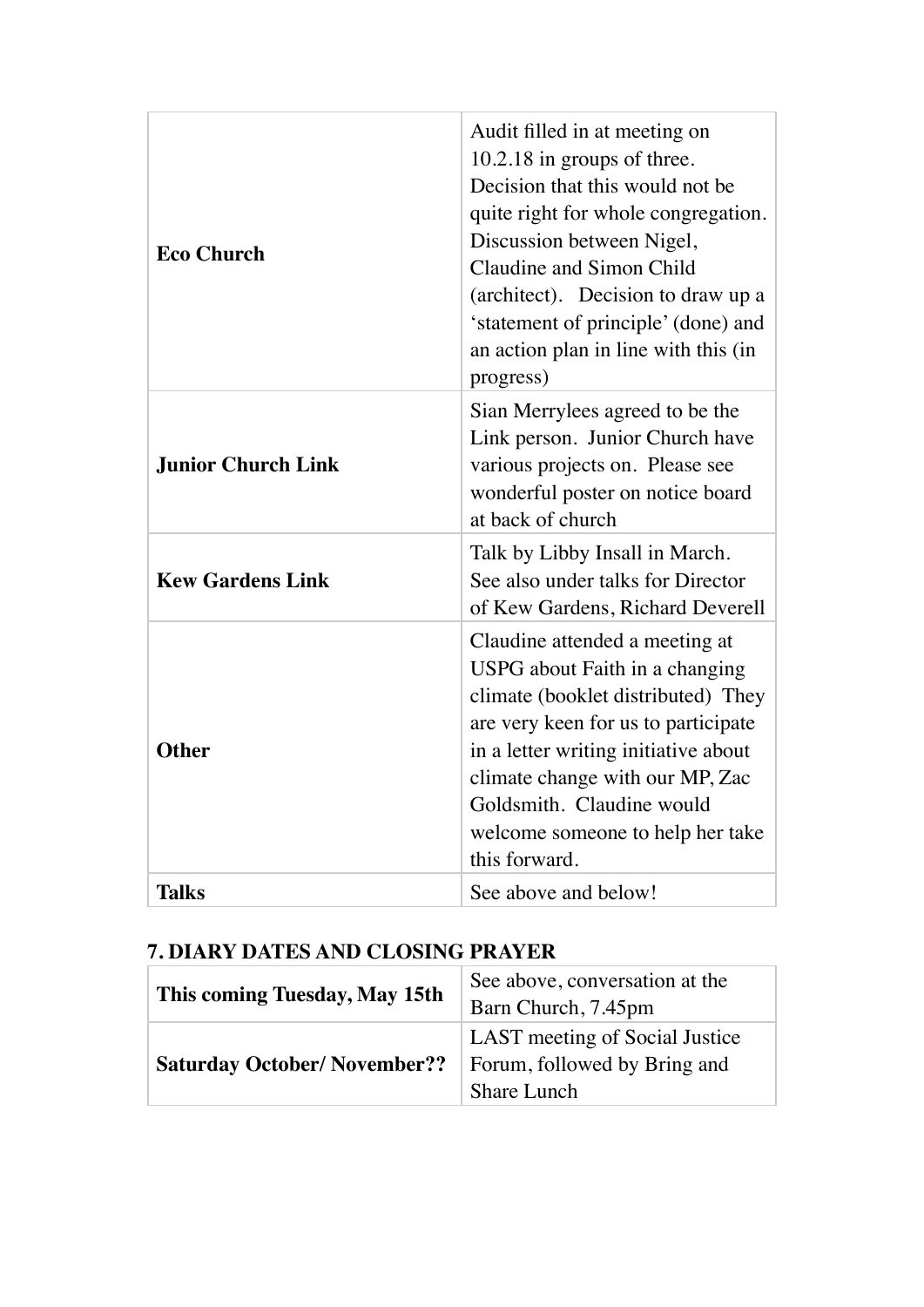| | |
|---|---|
| **Eco Church** | Audit filled in at meeting on 10.2.18 in groups of three. Decision that this would not be quite right for whole congregation. Discussion between Nigel, Claudine and Simon Child (architect). Decision to draw up a 'statement of principle' (done) and an action plan in line with this (in progress) |
| **Junior Church Link** | Sian Merrylees agreed to be the Link person. Junior Church have various projects on. Please see wonderful poster on notice board at back of church |
| **Kew Gardens Link** | Talk by Libby Insall in March. See also under talks for Director of Kew Gardens, Richard Deverell |
| **Other** | Claudine attended a meeting at USPG about Faith in a changing climate (booklet distributed) They are very keen for us to participate in a letter writing initiative about climate change with our MP, Zac Goldsmith. Claudine would welcome someone to help her take this forward. |
| **Talks** | See above and below! |

## 7. DIARY DATES AND CLOSING PRAYER

| | |
|---|---|
| **This coming Tuesday, May 15th** | See above, conversation at the Barn Church, 7.45pm |
| **Saturday October/ November??** | LAST meeting of Social Justice Forum, followed by Bring and Share Lunch |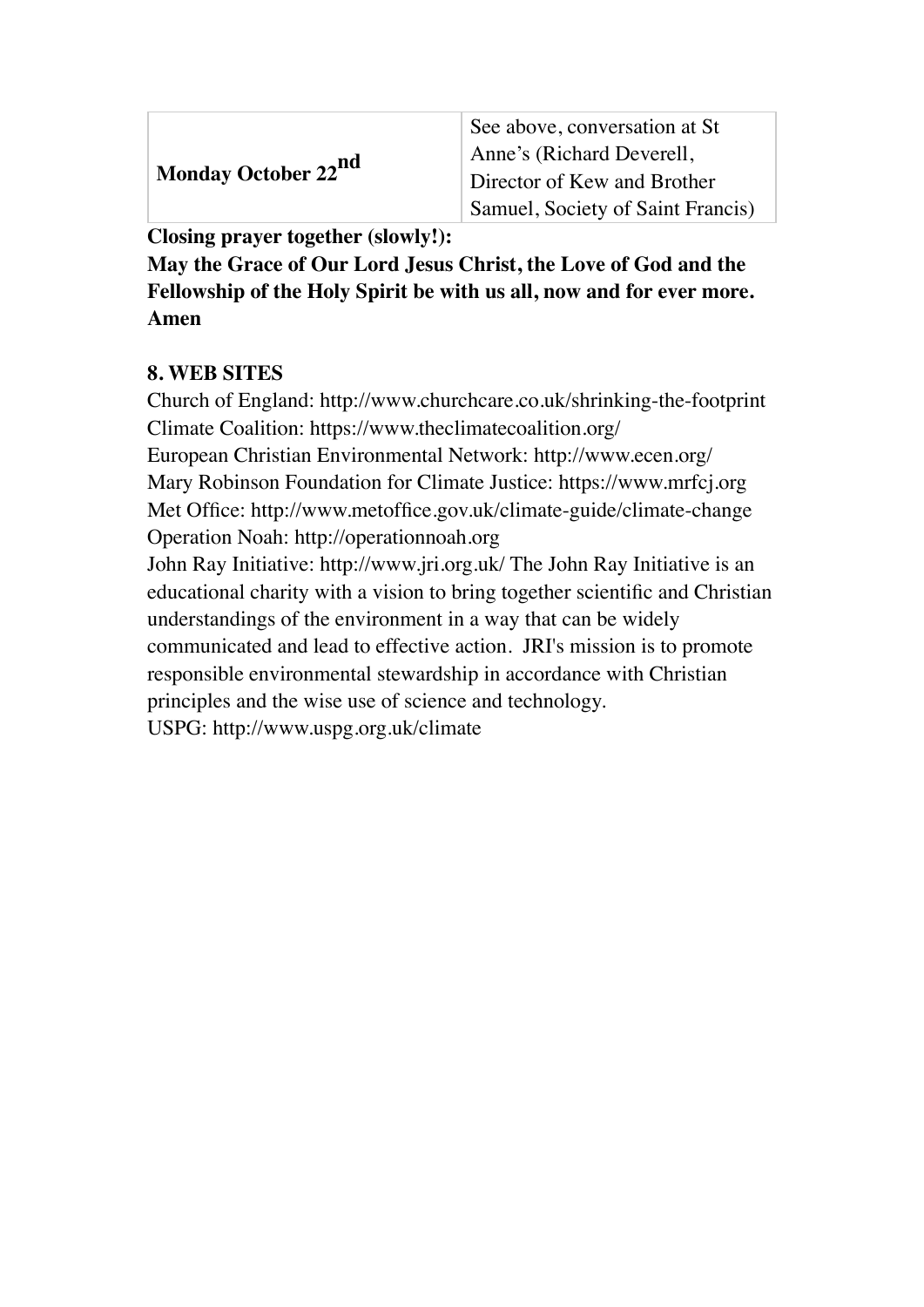| | |
|---|---|
| **Monday October 22nd** | See above, conversation at St Anne's (Richard Deverell, Director of Kew and Brother Samuel, Society of Saint Francis) |

**Closing prayer together (slowly!):**
**May the Grace of Our Lord Jesus Christ, the Love of God and the Fellowship of the Holy Spirit be with us all, now and for ever more. Amen**

## 8. WEB SITES

Church of England: http://www.churchcare.co.uk/shrinking-the-footprint
Climate Coalition: https://www.theclimatecoalition.org/
European Christian Environmental Network: http://www.ecen.org/
Mary Robinson Foundation for Climate Justice: https://www.mrfcj.org
Met Office: http://www.metoffice.gov.uk/climate-guide/climate-change
Operation Noah: http://operationnoah.org
John Ray Initiative: http://www.jri.org.uk/ The John Ray Initiative is an educational charity with a vision to bring together scientific and Christian understandings of the environment in a way that can be widely communicated and lead to effective action. JRI's mission is to promote responsible environmental stewardship in accordance with Christian principles and the wise use of science and technology.
USPG: http://www.uspg.org.uk/climate